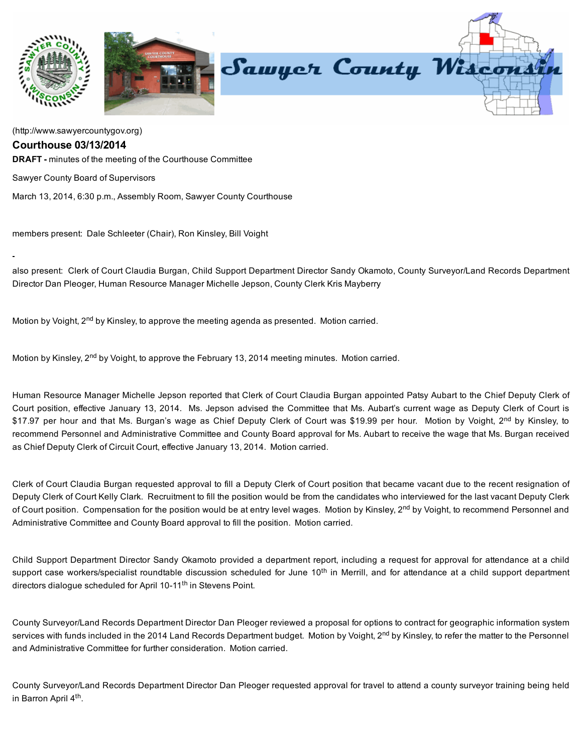(http://www.sawyercountygov.org)

## Courthouse 03/13/2014

**DRAFT -** minutes of the meeting of the Courthouse Committee

Sawyer County Board of Supervisors

March 13, 2014, 6:30 p.m., Assembly Room, Sawyer County Courthouse

members present: Dale Schleeter (Chair), Ron Kinsley, Bill Voight

-

also present: Clerk of Court Claudia Burgan, Child Support Department Director Sandy Okamoto, County Surveyor/Land Records Department Director Dan Pleoger, Human Resource Manager Michelle Jepson, County Clerk Kris Mayberry

Motion by Voight, 2nd by Kinsley, to approve the meeting agenda as presented. Motion carried.

Motion by Kinsley, 2nd by Voight, to approve the February 13, 2014 meeting minutes. Motion carried.

Human Resource Manager Michelle Jepson reported that Clerk of Court Claudia Burgan appointed Patsy Aubart to the Chief Deputy Clerk of Court position, effective January 13, 2014. Ms. Jepson advised the Committee that Ms. Aubart's current wage as Deputy Clerk of Court is $17.97 per hour and that Ms. Burgan's wage as Chief Deputy Clerk of Court was $19.99 per hour. Motion by Voight, 2nd by Kinsley, to recommend Personnel and Administrative Committee and County Board approval for Ms. Aubart to receive the wage that Ms. Burgan received as Chief Deputy Clerk of Circuit Court, effective January 13, 2014. Motion carried.

Clerk of Court Claudia Burgan requested approval to fill a Deputy Clerk of Court position that became vacant due to the recent resignation of Deputy Clerk of Court Kelly Clark. Recruitment to fill the position would be from the candidates who interviewed for the last vacant Deputy Clerk of Court position. Compensation for the position would be at entry level wages. Motion by Kinsley, 2nd by Voight, to recommend Personnel and Administrative Committee and County Board approval to fill the position. Motion carried.

Child Support Department Director Sandy Okamoto provided a department report, including a request for approval for attendance at a child support case workers/specialist roundtable discussion scheduled for June 10th in Merrill, and for attendance at a child support department directors dialogue scheduled for April 10-11th in Stevens Point.

County Surveyor/Land Records Department Director Dan Pleoger reviewed a proposal for options to contract for geographic information system services with funds included in the 2014 Land Records Department budget. Motion by Voight, 2nd by Kinsley, to refer the matter to the Personnel and Administrative Committee for further consideration. Motion carried.

County Surveyor/Land Records Department Director Dan Pleoger requested approval for travel to attend a county surveyor training being held in Barron April 4th.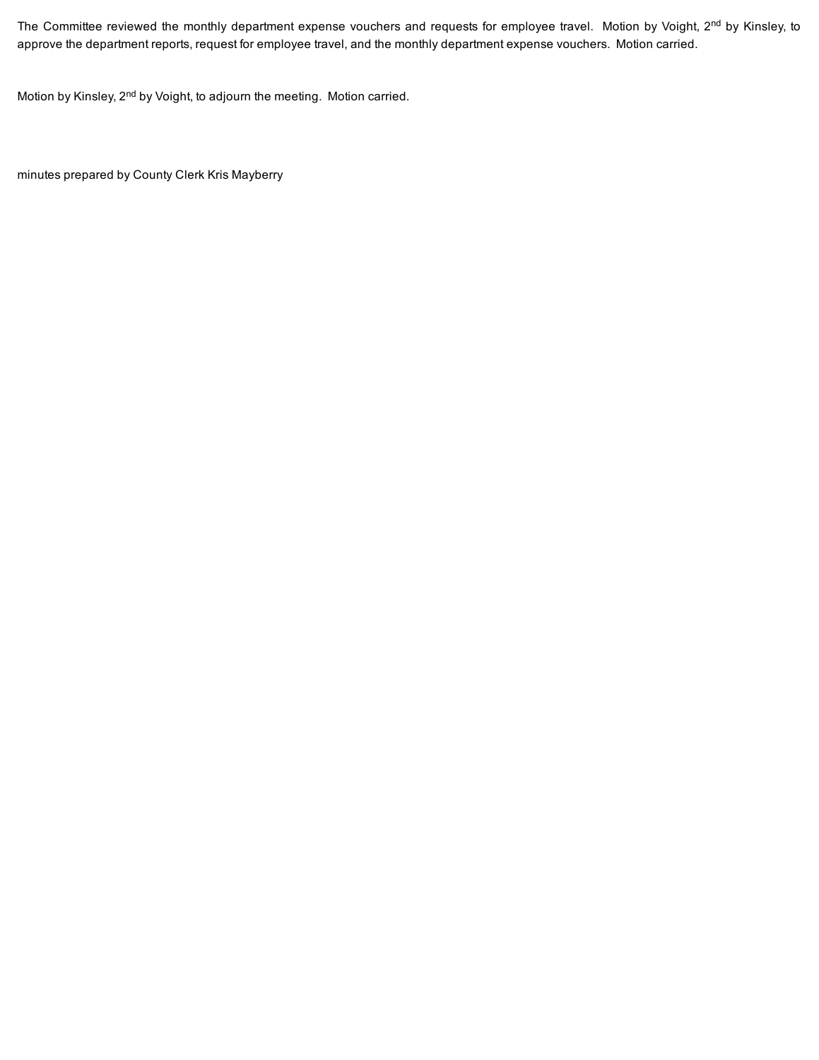The Committee reviewed the monthly department expense vouchers and requests for employee travel. Motion by Voight, 2nd by Kinsley, to approve the department reports, request for employee travel, and the monthly department expense vouchers. Motion carried.

Motion by Kinsley, 2nd by Voight, to adjourn the meeting. Motion carried.

minutes prepared by County Clerk Kris Mayberry